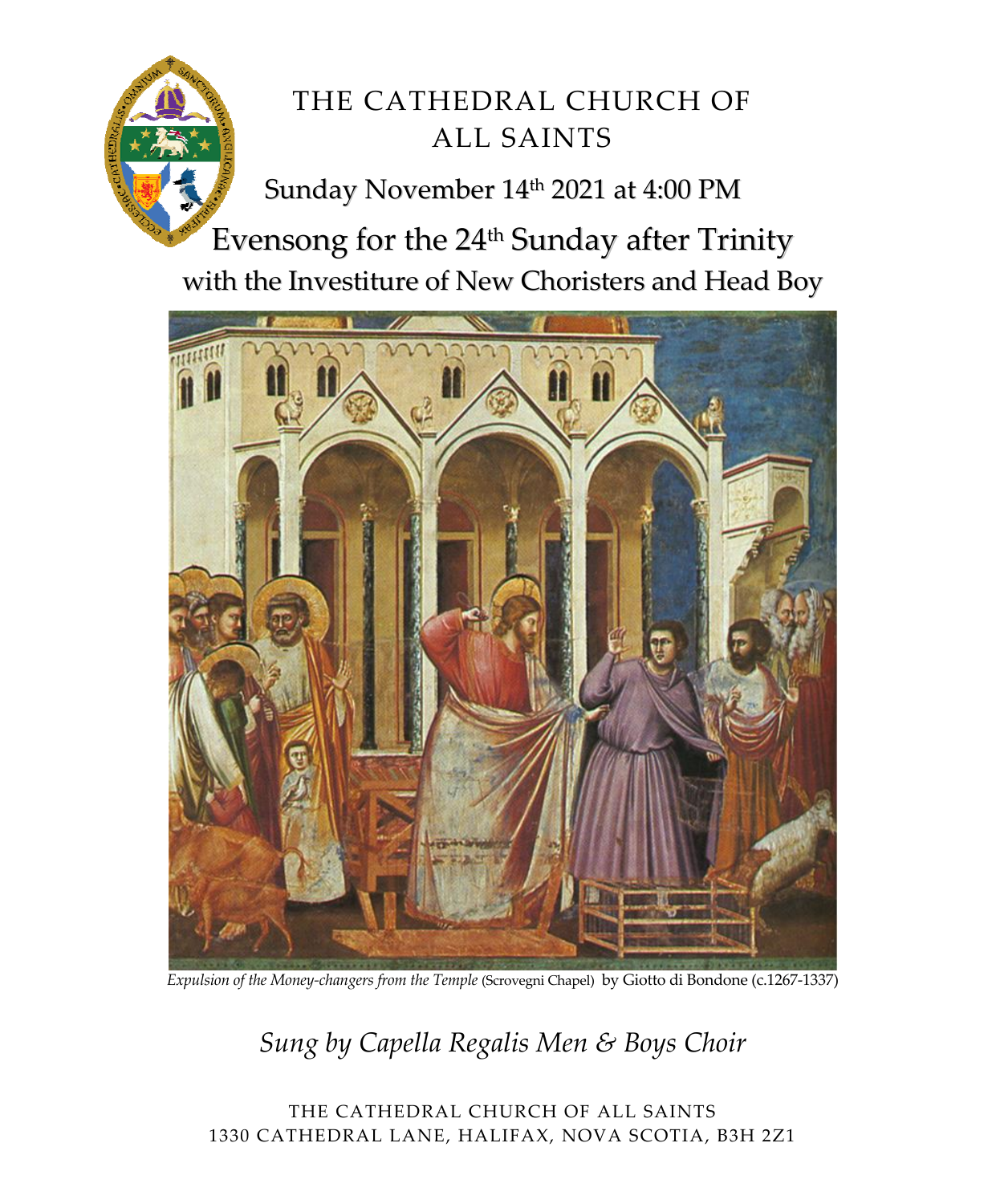# THE CATHEDRAL CHURCH OF ALL SAINTS

Sunday November 14th 2021 at 4:00 PM

## Evensong for the 24th Sunday after Trinity

### with the Investiture of New Choristers and Head Boy

*Expulsion of the Money-changers from the Temple* (Scrovegni Chapel) by Giotto di Bondone (c.1267-1337)

*Sung by Capella Regalis Men & Boys Choir*

THE CATHEDRAL CHURCH OF ALL SAINTS
1330 CATHEDRAL LANE, HALIFAX, NOVA SCOTIA, B3H 2Z1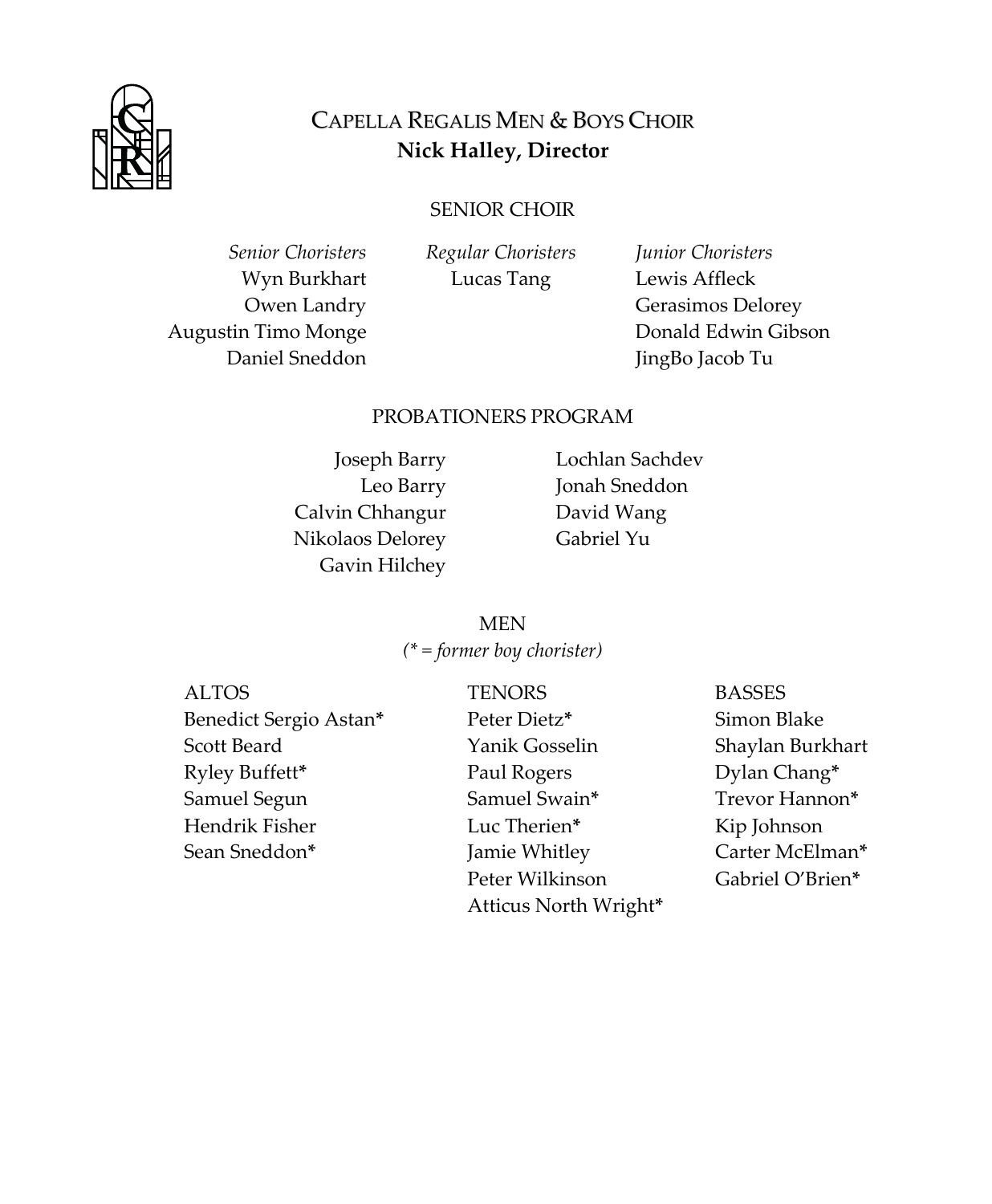# CAPELLA REGALIS MEN & BOYS CHOIR

**Nick Halley, Director**

## SENIOR CHOIR

*Senior Choristers*

Wyn Burkhart
Owen Landry
Augustin Timo Monge
Daniel Sneddon

*Regular Choristers*

Lucas Tang

*Junior Choristers*

Lewis Affleck
Gerasimos Delorey
Donald Edwin Gibson
JingBo Jacob Tu

## PROBATIONERS PROGRAM

Joseph Barry
Leo Barry
Calvin Chhangur
Nikolaos Delorey
Gavin Hilchey
Lochlan Sachdev
Jonah Sneddon
David Wang
Gabriel Yu

## MEN

*(* = former boy chorister)*

ALTOS

Benedict Sergio Astan*
Scott Beard
Ryley Buffett*
Samuel Segun
Hendrik Fisher
Sean Sneddon*

TENORS

Peter Dietz*
Yanik Gosselin
Paul Rogers
Samuel Swain*
Luc Therien*
Jamie Whitley
Peter Wilkinson
Atticus North Wright*

BASSES

Simon Blake
Shaylan Burkhart
Dylan Chang*
Trevor Hannon*
Kip Johnson
Carter McElman*
Gabriel O'Brien*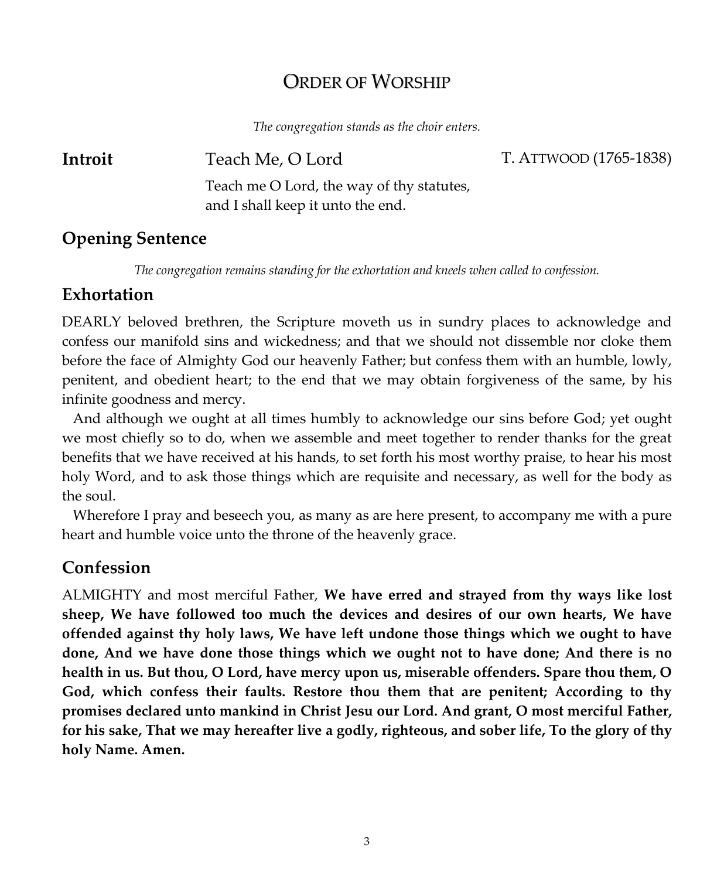# ORDER OF WORSHIP

*The congregation stands as the choir enters.*

**Introit** Teach Me, O Lord T. ATTWOOD (1765-1838)

Teach me O Lord, the way of thy statutes,
and I shall keep it unto the end.

## Opening Sentence

*The congregation remains standing for the exhortation and kneels when called to confession.*

## Exhortation

DEARLY beloved brethren, the Scripture moveth us in sundry places to acknowledge and confess our manifold sins and wickedness; and that we should not dissemble nor cloke them before the face of Almighty God our heavenly Father; but confess them with an humble, lowly, penitent, and obedient heart; to the end that we may obtain forgiveness of the same, by his infinite goodness and mercy.

And although we ought at all times humbly to acknowledge our sins before God; yet ought we most chiefly so to do, when we assemble and meet together to render thanks for the great benefits that we have received at his hands, to set forth his most worthy praise, to hear his most holy Word, and to ask those things which are requisite and necessary, as well for the body as the soul.

Wherefore I pray and beseech you, as many as are here present, to accompany me with a pure heart and humble voice unto the throne of the heavenly grace.

## Confession

ALMIGHTY and most merciful Father, **We have erred and strayed from thy ways like lost sheep, We have followed too much the devices and desires of our own hearts, We have offended against thy holy laws, We have left undone those things which we ought to have done, And we have done those things which we ought not to have done; And there is no health in us. But thou, O Lord, have mercy upon us, miserable offenders. Spare thou them, O God, which confess their faults. Restore thou them that are penitent; According to thy promises declared unto mankind in Christ Jesu our Lord. And grant, O most merciful Father, for his sake, That we may hereafter live a godly, righteous, and sober life, To the glory of thy holy Name. Amen.**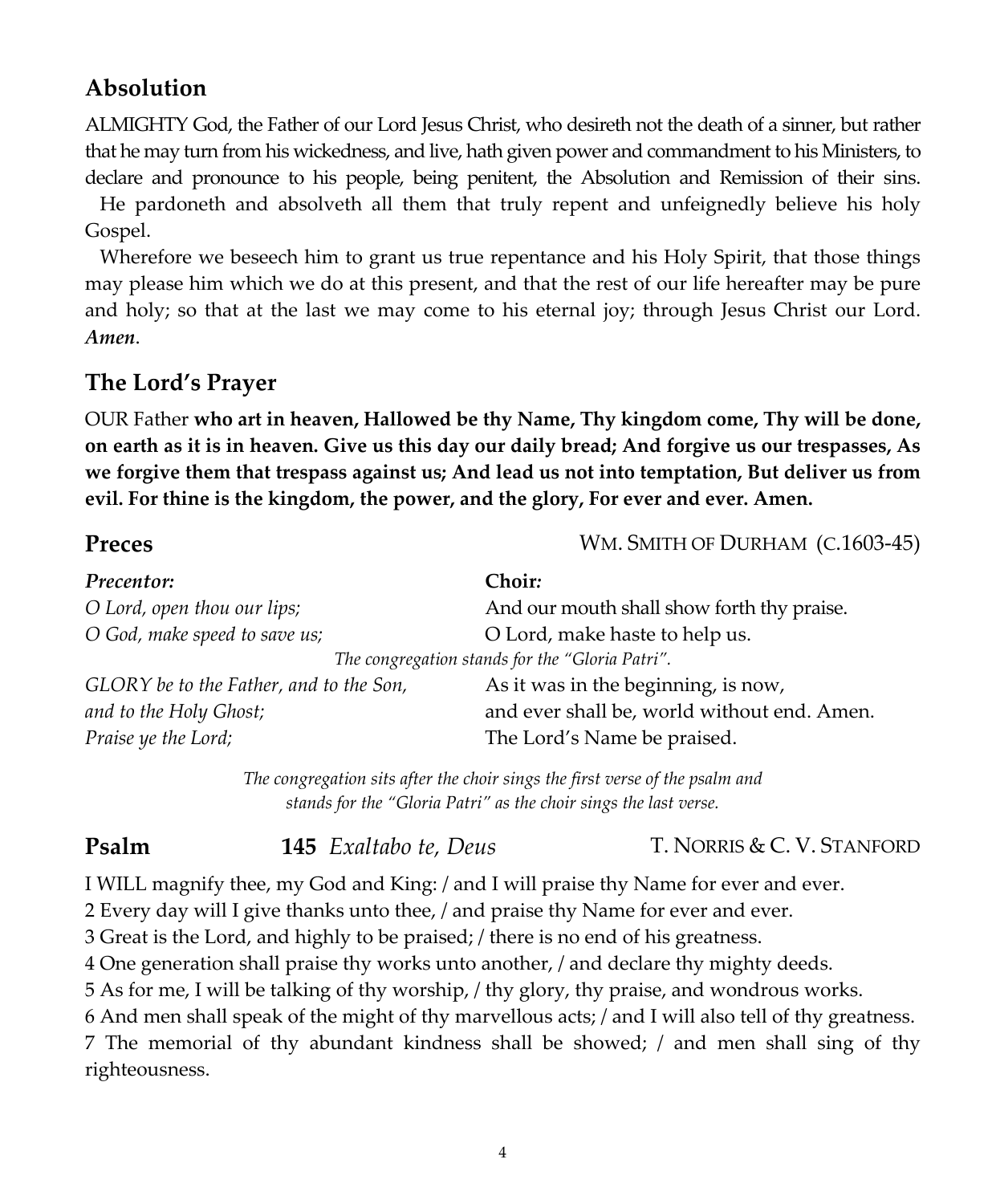## Absolution

ALMIGHTY God, the Father of our Lord Jesus Christ, who desireth not the death of a sinner, but rather that he may turn from his wickedness, and live, hath given power and commandment to his Ministers, to declare and pronounce to his people, being penitent, the Absolution and Remission of their sins.

He pardoneth and absolveth all them that truly repent and unfeignedly believe his holy Gospel.

Wherefore we beseech him to grant us true repentance and his Holy Spirit, that those things may please him which we do at this present, and that the rest of our life hereafter may be pure and holy; so that at the last we may come to his eternal joy; through Jesus Christ our Lord. ***Amen***.

## The Lord's Prayer

OUR Father **who art in heaven, Hallowed be thy Name, Thy kingdom come, Thy will be done, on earth as it is in heaven. Give us this day our daily bread; And forgive us our trespasses, As we forgive them that trespass against us; And lead us not into temptation, But deliver us from evil. For thine is the kingdom, the power, and the glory, For ever and ever. Amen.**

## Preces

WM. SMITH OF DURHAM (C.1603-45)

| *Precentor:* | **Choir:** |
|---|---|
| *O Lord, open thou our lips;* | And our mouth shall show forth thy praise. |
| *O God, make speed to save us;* | O Lord, make haste to help us. |

*The congregation stands for the "Gloria Patri".*

| | |
|---|---|
| *GLORY be to the Father, and to the Son, and to the Holy Ghost;* | As it was in the beginning, is now, and ever shall be, world without end. Amen. |
| *Praise ye the Lord;* | The Lord's Name be praised. |

*The congregation sits after the choir sings the first verse of the psalm and stands for the "Gloria Patri" as the choir sings the last verse.*

## Psalm **145** *Exaltabo te, Deus*

T. NORRIS & C. V. STANFORD

I WILL magnify thee, my God and King: / and I will praise thy Name for ever and ever.

2 Every day will I give thanks unto thee, / and praise thy Name for ever and ever.

3 Great is the Lord, and highly to be praised; / there is no end of his greatness.

4 One generation shall praise thy works unto another, / and declare thy mighty deeds.

5 As for me, I will be talking of thy worship, / thy glory, thy praise, and wondrous works.

6 And men shall speak of the might of thy marvellous acts; / and I will also tell of thy greatness.

7 The memorial of thy abundant kindness shall be showed; / and men shall sing of thy righteousness.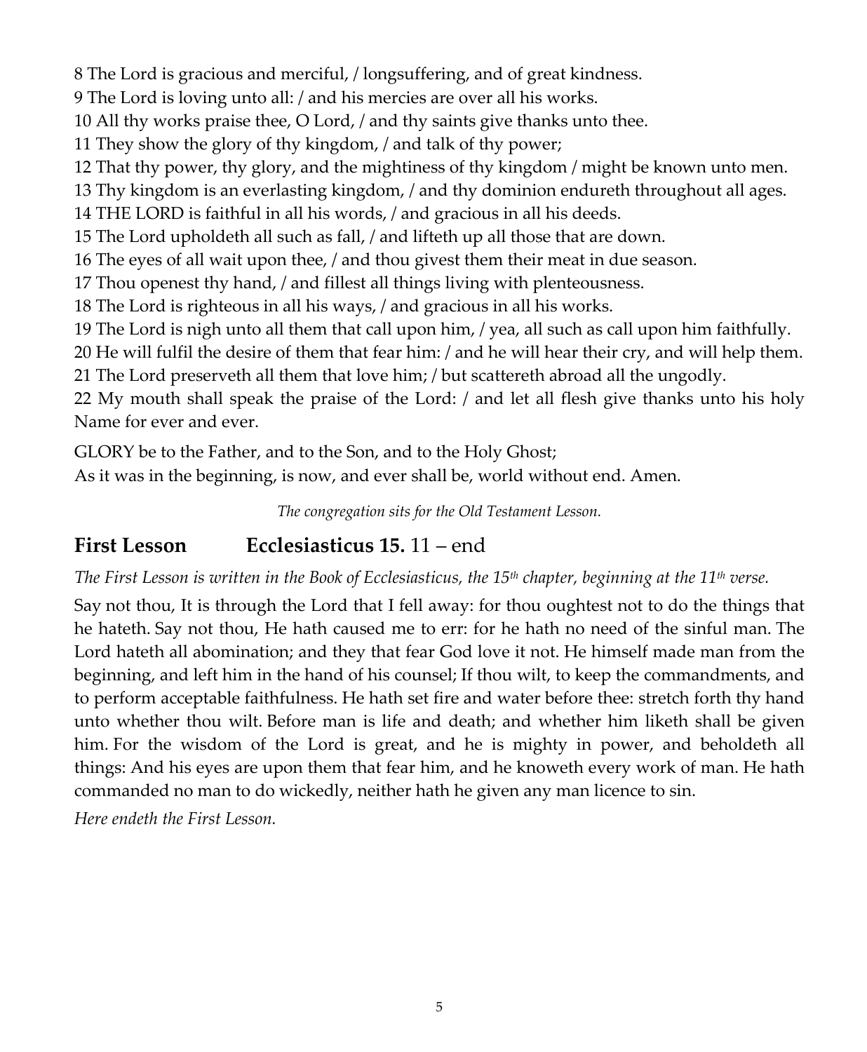8 The Lord is gracious and merciful, / longsuffering, and of great kindness.
9 The Lord is loving unto all: / and his mercies are over all his works.
10 All thy works praise thee, O Lord, / and thy saints give thanks unto thee.
11 They show the glory of thy kingdom, / and talk of thy power;
12 That thy power, thy glory, and the mightiness of thy kingdom / might be known unto men.
13 Thy kingdom is an everlasting kingdom, / and thy dominion endureth throughout all ages.
14 THE LORD is faithful in all his words, / and gracious in all his deeds.
15 The Lord upholdeth all such as fall, / and lifteth up all those that are down.
16 The eyes of all wait upon thee, / and thou givest them their meat in due season.
17 Thou openest thy hand, / and fillest all things living with plenteousness.
18 The Lord is righteous in all his ways, / and gracious in all his works.
19 The Lord is nigh unto all them that call upon him, / yea, all such as call upon him faithfully.
20 He will fulfil the desire of them that fear him: / and he will hear their cry, and will help them.
21 The Lord preserveth all them that love him; / but scattereth abroad all the ungodly.
22 My mouth shall speak the praise of the Lord: / and let all flesh give thanks unto his holy Name for ever and ever.

GLORY be to the Father, and to the Son, and to the Holy Ghost;
As it was in the beginning, is now, and ever shall be, world without end. Amen.

*The congregation sits for the Old Testament Lesson.*

## First Lesson **Ecclesiasticus 15.** 11 – end

*The First Lesson is written in the Book of Ecclesiasticus, the 15th chapter, beginning at the 11th verse.*

Say not thou, It is through the Lord that I fell away: for thou oughtest not to do the things that he hateth. Say not thou, He hath caused me to err: for he hath no need of the sinful man. The Lord hateth all abomination; and they that fear God love it not. He himself made man from the beginning, and left him in the hand of his counsel; If thou wilt, to keep the commandments, and to perform acceptable faithfulness. He hath set fire and water before thee: stretch forth thy hand unto whether thou wilt. Before man is life and death; and whether him liketh shall be given him. For the wisdom of the Lord is great, and he is mighty in power, and beholdeth all things: And his eyes are upon them that fear him, and he knoweth every work of man. He hath commanded no man to do wickedly, neither hath he given any man licence to sin.

*Here endeth the First Lesson.*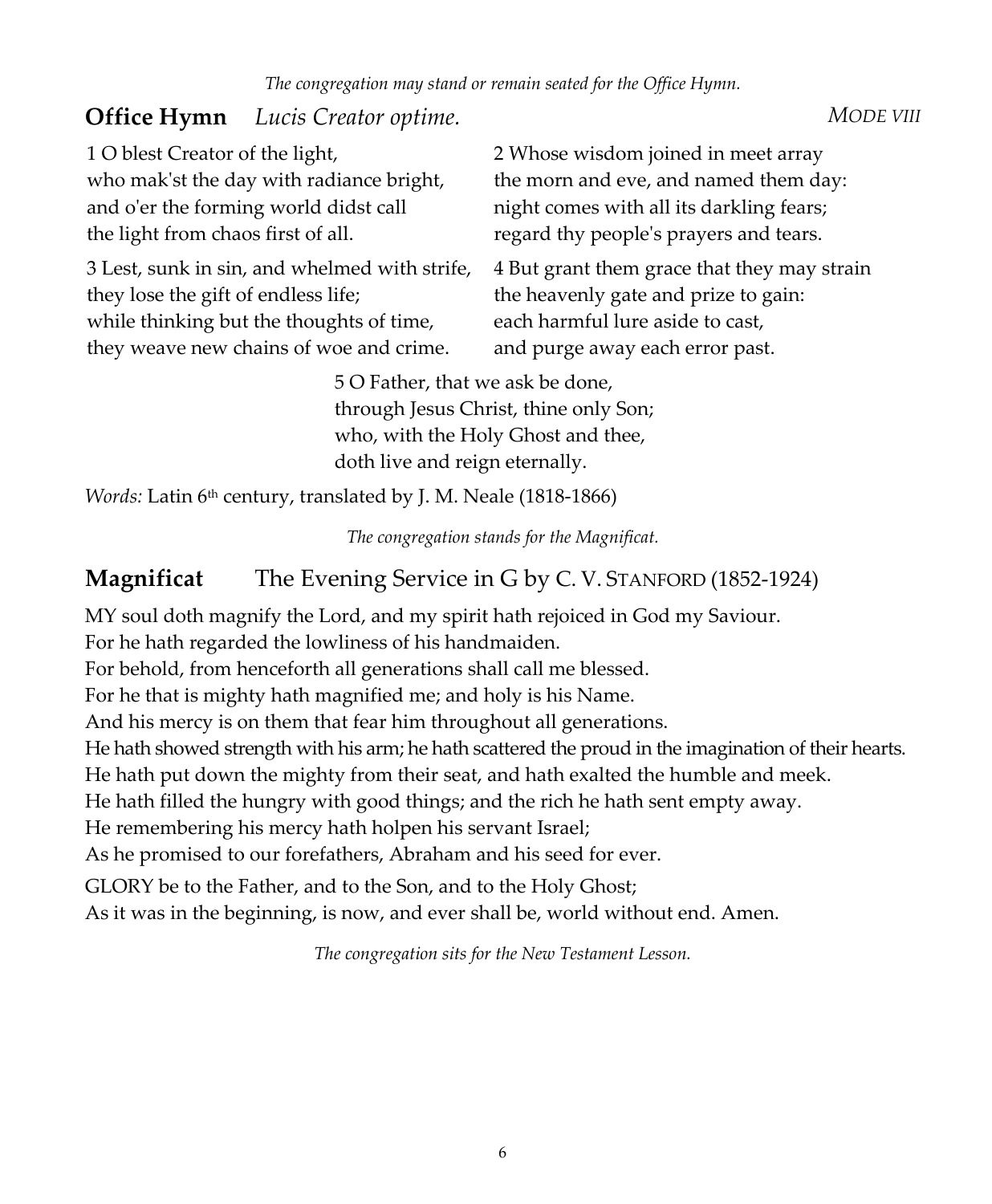*The congregation may stand or remain seated for the Office Hymn.*

## **Office Hymn** *Lucis Creator optime.* *MODE VIII*

1 O blest Creator of the light,
who mak'st the day with radiance bright,
and o'er the forming world didst call
the light from chaos first of all.

2 Whose wisdom joined in meet array
the morn and eve, and named them day:
night comes with all its darkling fears;
regard thy people's prayers and tears.

3 Lest, sunk in sin, and whelmed with strife,
they lose the gift of endless life;
while thinking but the thoughts of time,
they weave new chains of woe and crime.

4 But grant them grace that they may strain
the heavenly gate and prize to gain:
each harmful lure aside to cast,
and purge away each error past.

5 O Father, that we ask be done,
through Jesus Christ, thine only Son;
who, with the Holy Ghost and thee,
doth live and reign eternally.

*Words:* Latin 6th century, translated by J. M. Neale (1818-1866)

*The congregation stands for the Magnificat.*

## **Magnificat** The Evening Service in G by C. V. STANFORD (1852-1924)

MY soul doth magnify the Lord, and my spirit hath rejoiced in God my Saviour.
For he hath regarded the lowliness of his handmaiden.
For behold, from henceforth all generations shall call me blessed.
For he that is mighty hath magnified me; and holy is his Name.
And his mercy is on them that fear him throughout all generations.
He hath showed strength with his arm; he hath scattered the proud in the imagination of their hearts.
He hath put down the mighty from their seat, and hath exalted the humble and meek.
He hath filled the hungry with good things; and the rich he hath sent empty away.
He remembering his mercy hath holpen his servant Israel;
As he promised to our forefathers, Abraham and his seed for ever.

GLORY be to the Father, and to the Son, and to the Holy Ghost;
As it was in the beginning, is now, and ever shall be, world without end. Amen.

*The congregation sits for the New Testament Lesson.*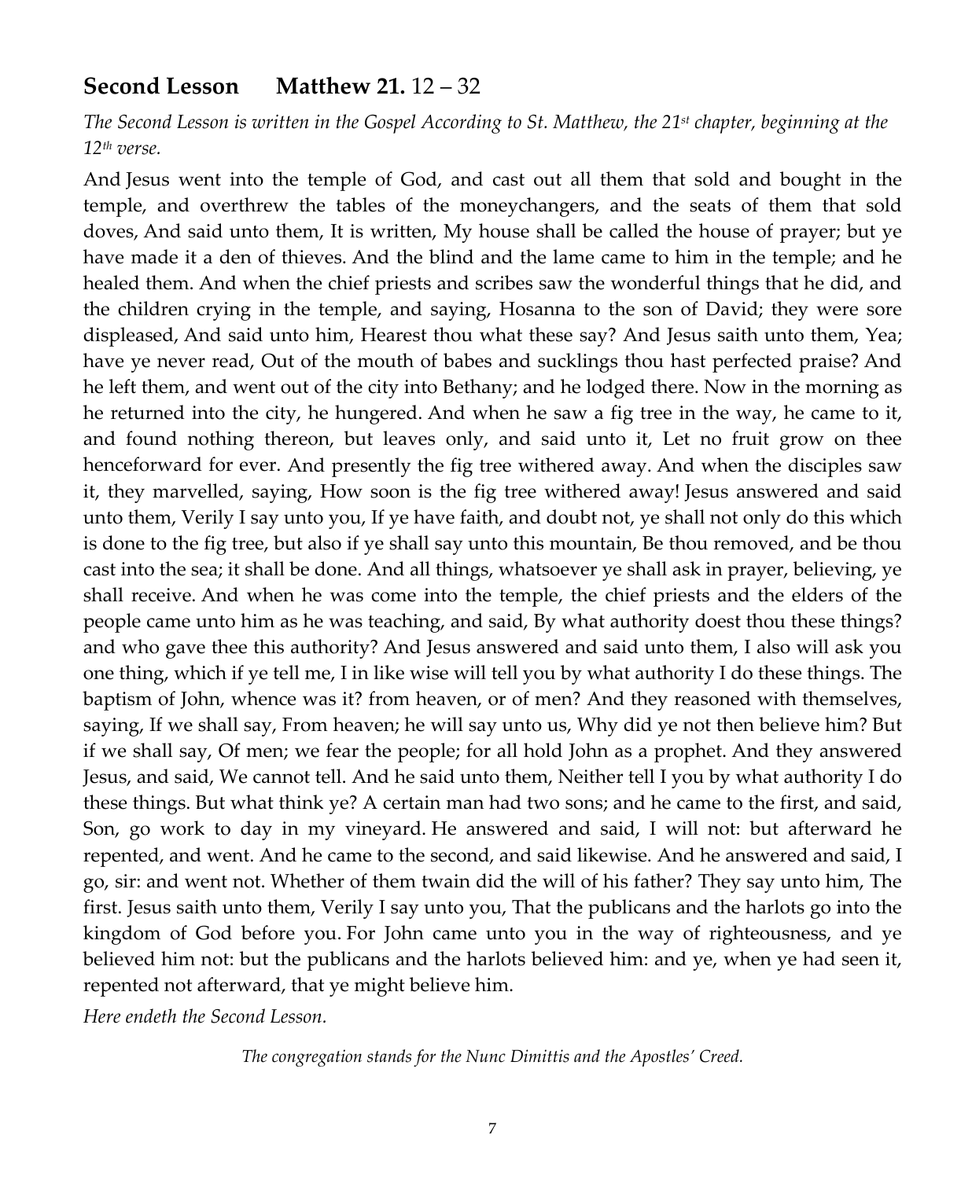## **Second Lesson Matthew 21.** 12 – 32

*The Second Lesson is written in the Gospel According to St. Matthew, the 21st chapter, beginning at the 12th verse.*

And Jesus went into the temple of God, and cast out all them that sold and bought in the temple, and overthrew the tables of the moneychangers, and the seats of them that sold doves, And said unto them, It is written, My house shall be called the house of prayer; but ye have made it a den of thieves. And the blind and the lame came to him in the temple; and he healed them. And when the chief priests and scribes saw the wonderful things that he did, and the children crying in the temple, and saying, Hosanna to the son of David; they were sore displeased, And said unto him, Hearest thou what these say? And Jesus saith unto them, Yea; have ye never read, Out of the mouth of babes and sucklings thou hast perfected praise? And he left them, and went out of the city into Bethany; and he lodged there. Now in the morning as he returned into the city, he hungered. And when he saw a fig tree in the way, he came to it, and found nothing thereon, but leaves only, and said unto it, Let no fruit grow on thee henceforward for ever. And presently the fig tree withered away. And when the disciples saw it, they marvelled, saying, How soon is the fig tree withered away! Jesus answered and said unto them, Verily I say unto you, If ye have faith, and doubt not, ye shall not only do this which is done to the fig tree, but also if ye shall say unto this mountain, Be thou removed, and be thou cast into the sea; it shall be done. And all things, whatsoever ye shall ask in prayer, believing, ye shall receive. And when he was come into the temple, the chief priests and the elders of the people came unto him as he was teaching, and said, By what authority doest thou these things? and who gave thee this authority? And Jesus answered and said unto them, I also will ask you one thing, which if ye tell me, I in like wise will tell you by what authority I do these things. The baptism of John, whence was it? from heaven, or of men? And they reasoned with themselves, saying, If we shall say, From heaven; he will say unto us, Why did ye not then believe him? But if we shall say, Of men; we fear the people; for all hold John as a prophet. And they answered Jesus, and said, We cannot tell. And he said unto them, Neither tell I you by what authority I do these things. But what think ye? A certain man had two sons; and he came to the first, and said, Son, go work to day in my vineyard. He answered and said, I will not: but afterward he repented, and went. And he came to the second, and said likewise. And he answered and said, I go, sir: and went not. Whether of them twain did the will of his father? They say unto him, The first. Jesus saith unto them, Verily I say unto you, That the publicans and the harlots go into the kingdom of God before you. For John came unto you in the way of righteousness, and ye believed him not: but the publicans and the harlots believed him: and ye, when ye had seen it, repented not afterward, that ye might believe him.

*Here endeth the Second Lesson.*

*The congregation stands for the Nunc Dimittis and the Apostles' Creed.*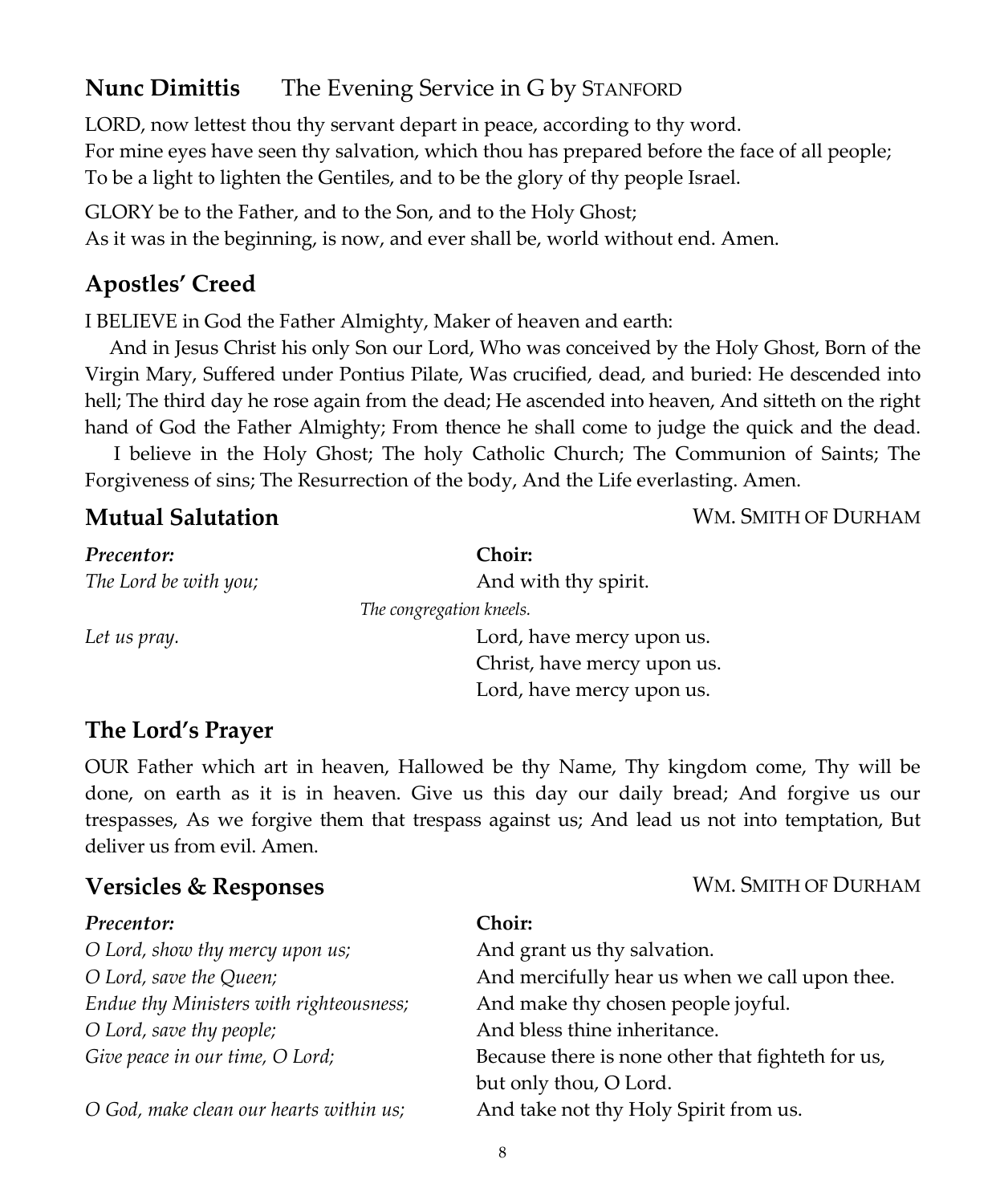## **Nunc Dimittis** The Evening Service in G by STANFORD

LORD, now lettest thou thy servant depart in peace, according to thy word.
For mine eyes have seen thy salvation, which thou has prepared before the face of all people;
To be a light to lighten the Gentiles, and to be the glory of thy people Israel.

GLORY be to the Father, and to the Son, and to the Holy Ghost;
As it was in the beginning, is now, and ever shall be, world without end. Amen.

## Apostles' Creed

I BELIEVE in God the Father Almighty, Maker of heaven and earth:

And in Jesus Christ his only Son our Lord, Who was conceived by the Holy Ghost, Born of the Virgin Mary, Suffered under Pontius Pilate, Was crucified, dead, and buried: He descended into hell; The third day he rose again from the dead; He ascended into heaven, And sitteth on the right hand of God the Father Almighty; From thence he shall come to judge the quick and the dead.

I believe in the Holy Ghost; The holy Catholic Church; The Communion of Saints; The Forgiveness of sins; The Resurrection of the body, And the Life everlasting. Amen.

## Mutual Salutation

WM. SMITH OF DURHAM

| ***Precentor:*** | **Choir:** |
|---|---|
| *The Lord be with you;* | And with thy spirit. |

*The congregation kneels.*

| | |
|---|---|
| *Let us pray.* | Lord, have mercy upon us. |
| | Christ, have mercy upon us. |
| | Lord, have mercy upon us. |

## The Lord's Prayer

OUR Father which art in heaven, Hallowed be thy Name, Thy kingdom come, Thy will be done, on earth as it is in heaven. Give us this day our daily bread; And forgive us our trespasses, As we forgive them that trespass against us; And lead us not into temptation, But deliver us from evil. Amen.

## Versicles & Responses

WM. SMITH OF DURHAM

| ***Precentor:*** | **Choir:** |
|---|---|
| *O Lord, show thy mercy upon us;* | And grant us thy salvation. |
| *O Lord, save the Queen;* | And mercifully hear us when we call upon thee. |
| *Endue thy Ministers with righteousness;* | And make thy chosen people joyful. |
| *O Lord, save thy people;* | And bless thine inheritance. |
| *Give peace in our time, O Lord;* | Because there is none other that fighteth for us, but only thou, O Lord. |
| *O God, make clean our hearts within us;* | And take not thy Holy Spirit from us. |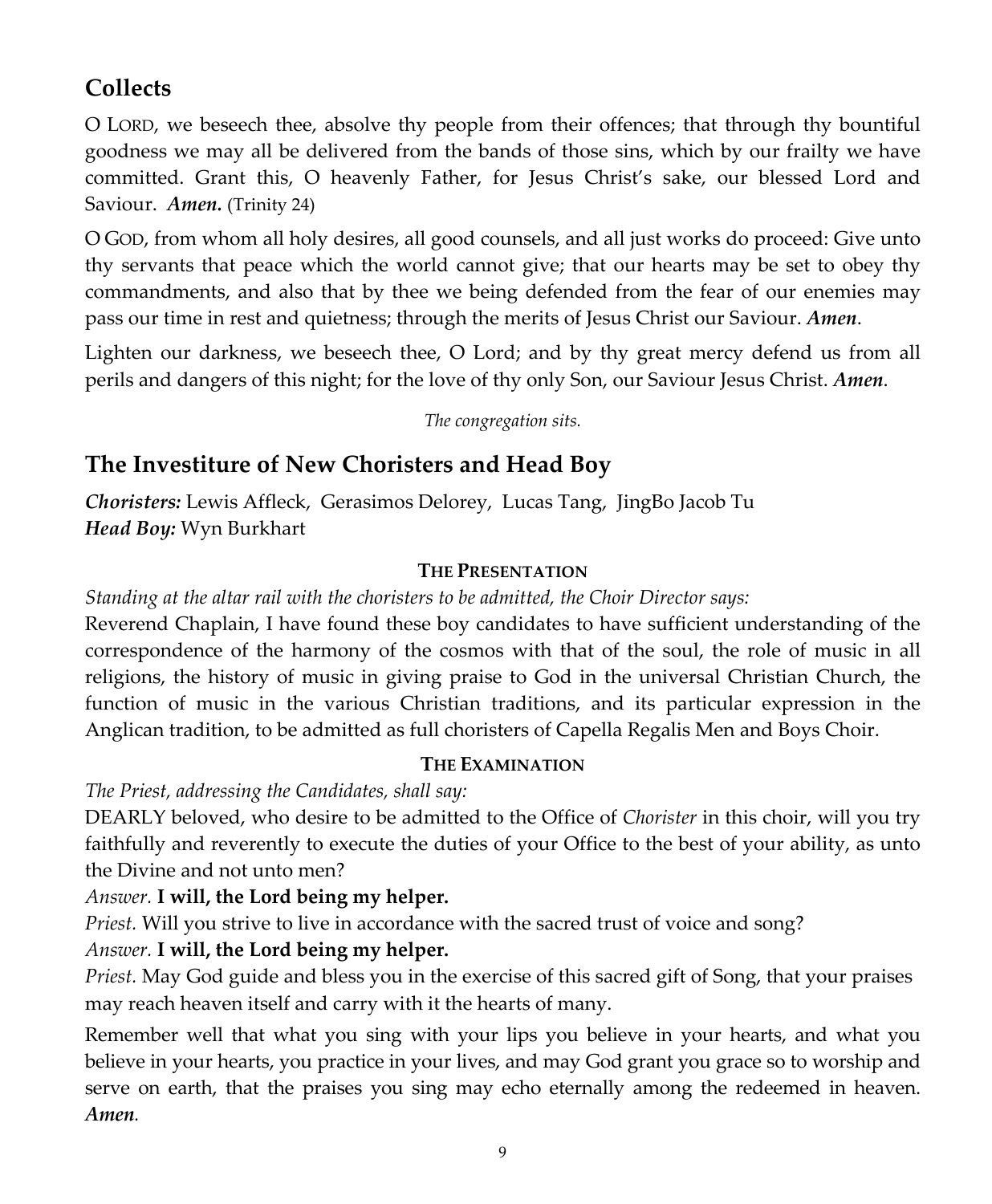## Collects

O LORD, we beseech thee, absolve thy people from their offences; that through thy bountiful goodness we may all be delivered from the bands of those sins, which by our frailty we have committed. Grant this, O heavenly Father, for Jesus Christ's sake, our blessed Lord and Saviour. ***Amen.*** (Trinity 24)

O GOD, from whom all holy desires, all good counsels, and all just works do proceed: Give unto thy servants that peace which the world cannot give; that our hearts may be set to obey thy commandments, and also that by thee we being defended from the fear of our enemies may pass our time in rest and quietness; through the merits of Jesus Christ our Saviour. ***Amen***.

Lighten our darkness, we beseech thee, O Lord; and by thy great mercy defend us from all perils and dangers of this night; for the love of thy only Son, our Saviour Jesus Christ. ***Amen***.

*The congregation sits.*

## The Investiture of New Choristers and Head Boy

***Choristers:*** Lewis Affleck, Gerasimos Delorey, Lucas Tang, JingBo Jacob Tu
***Head Boy:*** Wyn Burkhart

**THE PRESENTATION**

*Standing at the altar rail with the choristers to be admitted, the Choir Director says:*
Reverend Chaplain, I have found these boy candidates to have sufficient understanding of the correspondence of the harmony of the cosmos with that of the soul, the role of music in all religions, the history of music in giving praise to God in the universal Christian Church, the function of music in the various Christian traditions, and its particular expression in the Anglican tradition, to be admitted as full choristers of Capella Regalis Men and Boys Choir.

**THE EXAMINATION**

*The Priest, addressing the Candidates, shall say:*
DEARLY beloved, who desire to be admitted to the Office of *Chorister* in this choir, will you try faithfully and reverently to execute the duties of your Office to the best of your ability, as unto the Divine and not unto men?

*Answer.* **I will, the Lord being my helper.**

*Priest.* Will you strive to live in accordance with the sacred trust of voice and song?

*Answer.* **I will, the Lord being my helper.**

*Priest.* May God guide and bless you in the exercise of this sacred gift of Song, that your praises may reach heaven itself and carry with it the hearts of many.

Remember well that what you sing with your lips you believe in your hearts, and what you believe in your hearts, you practice in your lives, and may God grant you grace so to worship and serve on earth, that the praises you sing may echo eternally among the redeemed in heaven. ***Amen.***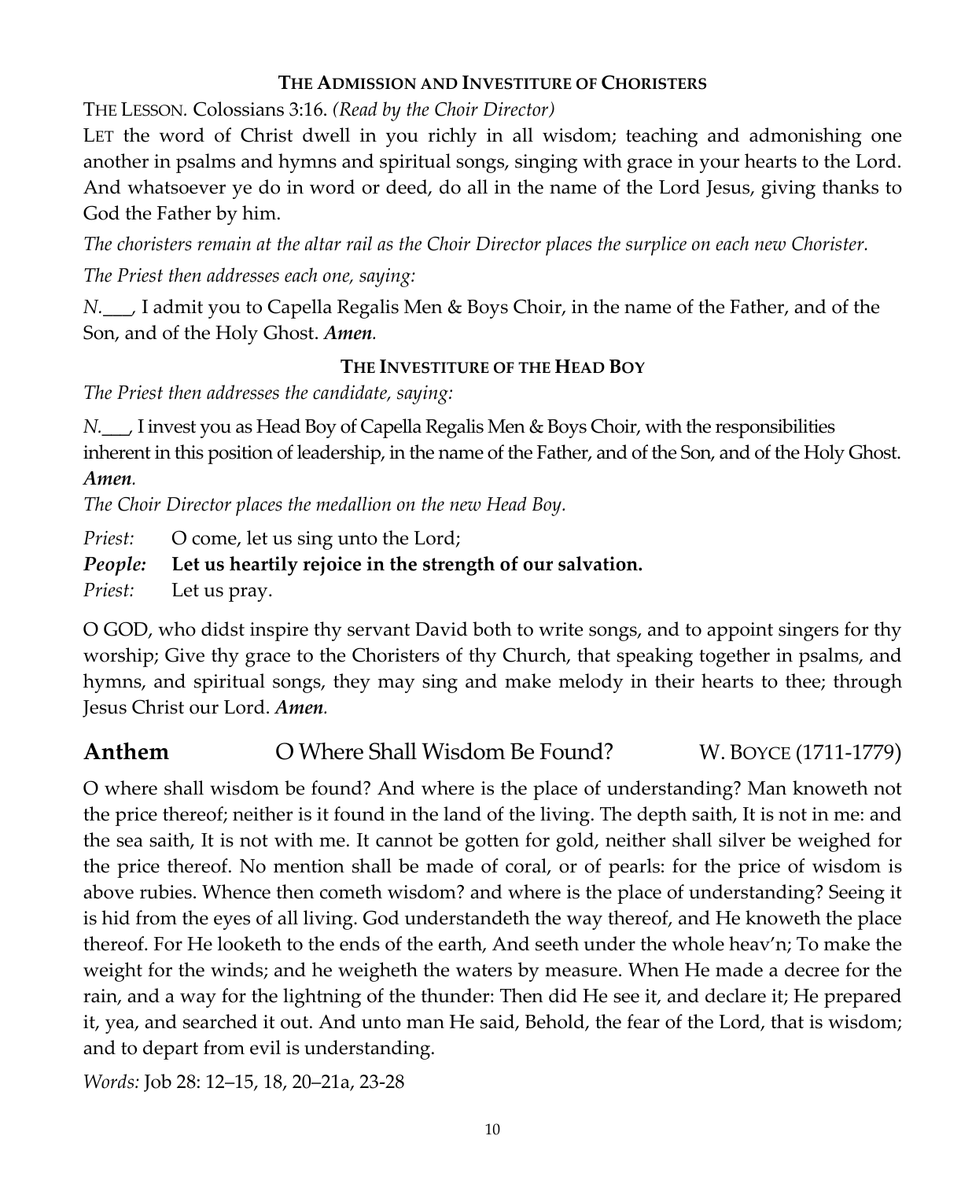### THE ADMISSION AND INVESTITURE OF CHORISTERS

THE LESSON. Colossians 3:16. *(Read by the Choir Director)*

LET the word of Christ dwell in you richly in all wisdom; teaching and admonishing one another in psalms and hymns and spiritual songs, singing with grace in your hearts to the Lord. And whatsoever ye do in word or deed, do all in the name of the Lord Jesus, giving thanks to God the Father by him.

*The choristers remain at the altar rail as the Choir Director places the surplice on each new Chorister.*

*The Priest then addresses each one, saying:*

*N.*___, I admit you to Capella Regalis Men & Boys Choir, in the name of the Father, and of the Son, and of the Holy Ghost. ***Amen.***

### THE INVESTITURE OF THE HEAD BOY

*The Priest then addresses the candidate, saying:*

*N.*___, I invest you as Head Boy of Capella Regalis Men & Boys Choir, with the responsibilities inherent in this position of leadership, in the name of the Father, and of the Son, and of the Holy Ghost. ***Amen.***

*The Choir Director places the medallion on the new Head Boy.*

*Priest:* O come, let us sing unto the Lord;
***People:*** **Let us heartily rejoice in the strength of our salvation.**
*Priest:* Let us pray.

O GOD, who didst inspire thy servant David both to write songs, and to appoint singers for thy worship; Give thy grace to the Choristers of thy Church, that speaking together in psalms, and hymns, and spiritual songs, they may sing and make melody in their hearts to thee; through Jesus Christ our Lord. ***Amen.***

## Anthem — O Where Shall Wisdom Be Found? — W. BOYCE (1711-1779)

O where shall wisdom be found? And where is the place of understanding? Man knoweth not the price thereof; neither is it found in the land of the living. The depth saith, It is not in me: and the sea saith, It is not with me. It cannot be gotten for gold, neither shall silver be weighed for the price thereof. No mention shall be made of coral, or of pearls: for the price of wisdom is above rubies. Whence then cometh wisdom? and where is the place of understanding? Seeing it is hid from the eyes of all living. God understandeth the way thereof, and He knoweth the place thereof. For He looketh to the ends of the earth, And seeth under the whole heav'n; To make the weight for the winds; and he weigheth the waters by measure. When He made a decree for the rain, and a way for the lightning of the thunder: Then did He see it, and declare it; He prepared it, yea, and searched it out. And unto man He said, Behold, the fear of the Lord, that is wisdom; and to depart from evil is understanding.

*Words:* Job 28: 12–15, 18, 20–21a, 23-28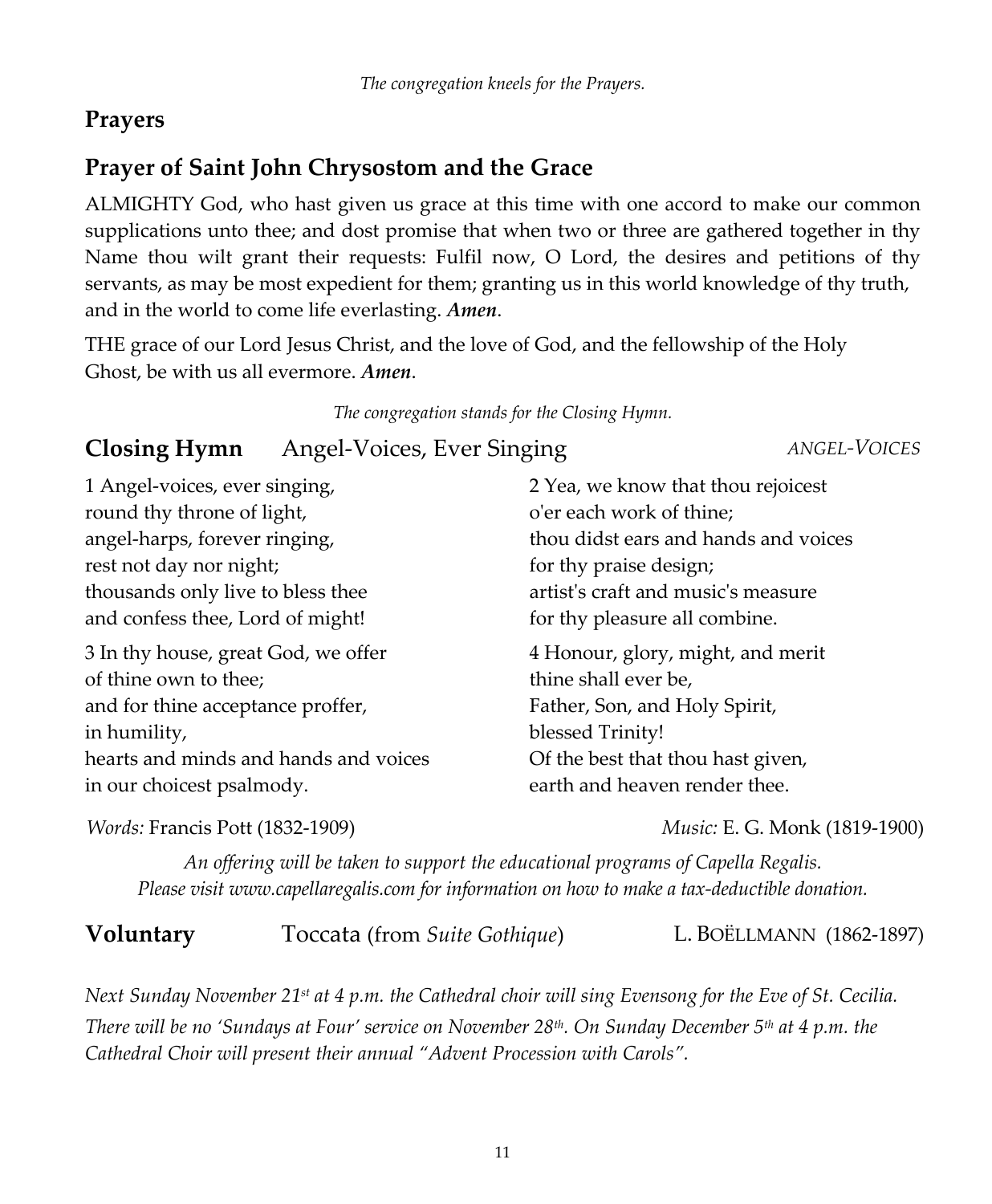*The congregation kneels for the Prayers.*

## Prayers

## Prayer of Saint John Chrysostom and the Grace

ALMIGHTY God, who hast given us grace at this time with one accord to make our common supplications unto thee; and dost promise that when two or three are gathered together in thy Name thou wilt grant their requests: Fulfil now, O Lord, the desires and petitions of thy servants, as may be most expedient for them; granting us in this world knowledge of thy truth, and in the world to come life everlasting. ***Amen***.

THE grace of our Lord Jesus Christ, and the love of God, and the fellowship of the Holy Ghost, be with us all evermore. ***Amen***.

*The congregation stands for the Closing Hymn.*

## Closing Hymn — Angel-Voices, Ever Singing — *ANGEL-VOICES*

1 Angel-voices, ever singing,
round thy throne of light,
angel-harps, forever ringing,
rest not day nor night;
thousands only live to bless thee
and confess thee, Lord of might!

2 Yea, we know that thou rejoicest
o'er each work of thine;
thou didst ears and hands and voices
for thy praise design;
artist's craft and music's measure
for thy pleasure all combine.

3 In thy house, great God, we offer
of thine own to thee;
and for thine acceptance proffer,
in humility,
hearts and minds and hands and voices
in our choicest psalmody.

4 Honour, glory, might, and merit
thine shall ever be,
Father, Son, and Holy Spirit,
blessed Trinity!
Of the best that thou hast given,
earth and heaven render thee.

*Words:* Francis Pott (1832-1909) *Music:* E. G. Monk (1819-1900)

*An offering will be taken to support the educational programs of Capella Regalis. Please visit www.capellaregalis.com for information on how to make a tax-deductible donation.*

## Voluntary — Toccata (from *Suite Gothique*) — L. BOËLLMANN (1862-1897)

*Next Sunday November 21st at 4 p.m. the Cathedral choir will sing Evensong for the Eve of St. Cecilia. There will be no 'Sundays at Four' service on November 28th. On Sunday December 5th at 4 p.m. the Cathedral Choir will present their annual "Advent Procession with Carols".*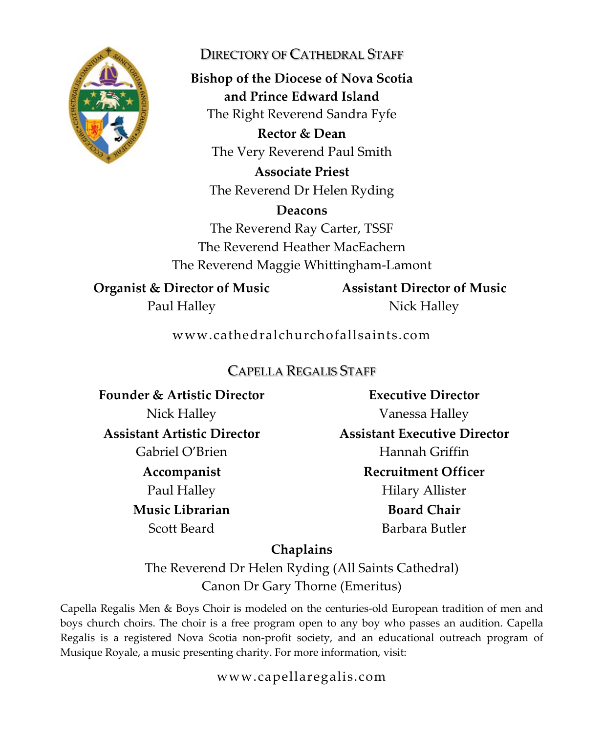## Directory of Cathedral Staff

**Bishop of the Diocese of Nova Scotia and Prince Edward Island**
The Right Reverend Sandra Fyfe

**Rector & Dean**
The Very Reverend Paul Smith

**Associate Priest**
The Reverend Dr Helen Ryding

**Deacons**
The Reverend Ray Carter, TSSF
The Reverend Heather MacEachern
The Reverend Maggie Whittingham-Lamont

**Organist & Director of Music**
Paul Halley

**Assistant Director of Music**
Nick Halley

www.cathedralchurchofallsaints.com

## Capella Regalis Staff

**Founder & Artistic Director**
Nick Halley

**Assistant Artistic Director**
Gabriel O'Brien

**Accompanist**
Paul Halley

**Music Librarian**
Scott Beard

**Executive Director**
Vanessa Halley

**Assistant Executive Director**
Hannah Griffin

**Recruitment Officer**
Hilary Allister

**Board Chair**
Barbara Butler

**Chaplains**
The Reverend Dr Helen Ryding (All Saints Cathedral)
Canon Dr Gary Thorne (Emeritus)

Capella Regalis Men & Boys Choir is modeled on the centuries-old European tradition of men and boys church choirs. The choir is a free program open to any boy who passes an audition. Capella Regalis is a registered Nova Scotia non-profit society, and an educational outreach program of Musique Royale, a music presenting charity. For more information, visit:

www.capellaregalis.com